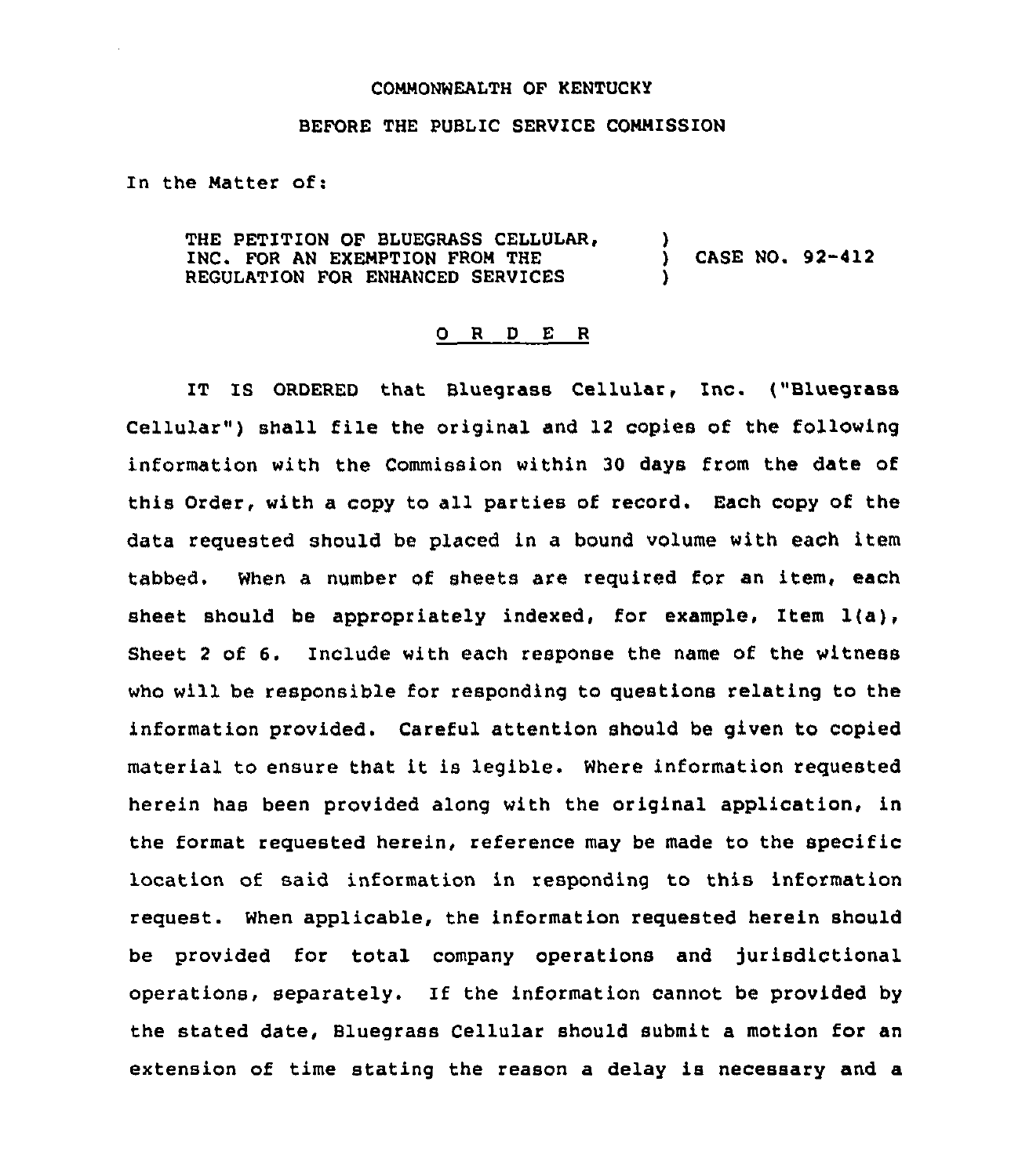COMMONWEALTH OF KENTUCKY

BEFORE THE PUBLIC SERVICE COMMISSION

In the Matter of:

THE PETITION OF BLUEGRASS CELLULAR, INC. FOR AN EXEMPTION FROM THE REGULATION FOR ENHANCED SERVICES ) CASE NO. 92-412

## O R D E R

IT IS ORDERED that Bluegrass Cellular, Inc. ("Bluegrass Cellular") shall file the original and 12 copies of the following information with the Commission within 30 days from the date of this Order, with a copy to all parties of record. Each copy of the data requested should be placed in a bound volume with each item tabbed. When a number of sheets are required for an item, each sheet should be appropriately indexed, for example, Item 1(a), Sheet 2 of 6. Include with each response the name of the witness who will be responsible for responding to questions relating to the information provided. Careful attention should be given to copied material to ensure that it is legible. Where information requested herein has been provided along with the original application, in the format requested herein, reference may be made to the specific location of said information in responding to this information request. When applicable, the information requested herein should be provided for total company operations and jurisdictional operations, separately. If the information cannot be provided by the stated date, Bluegrass Cellular should submit a motion for an extension of time stating the reason a delay is necessary and a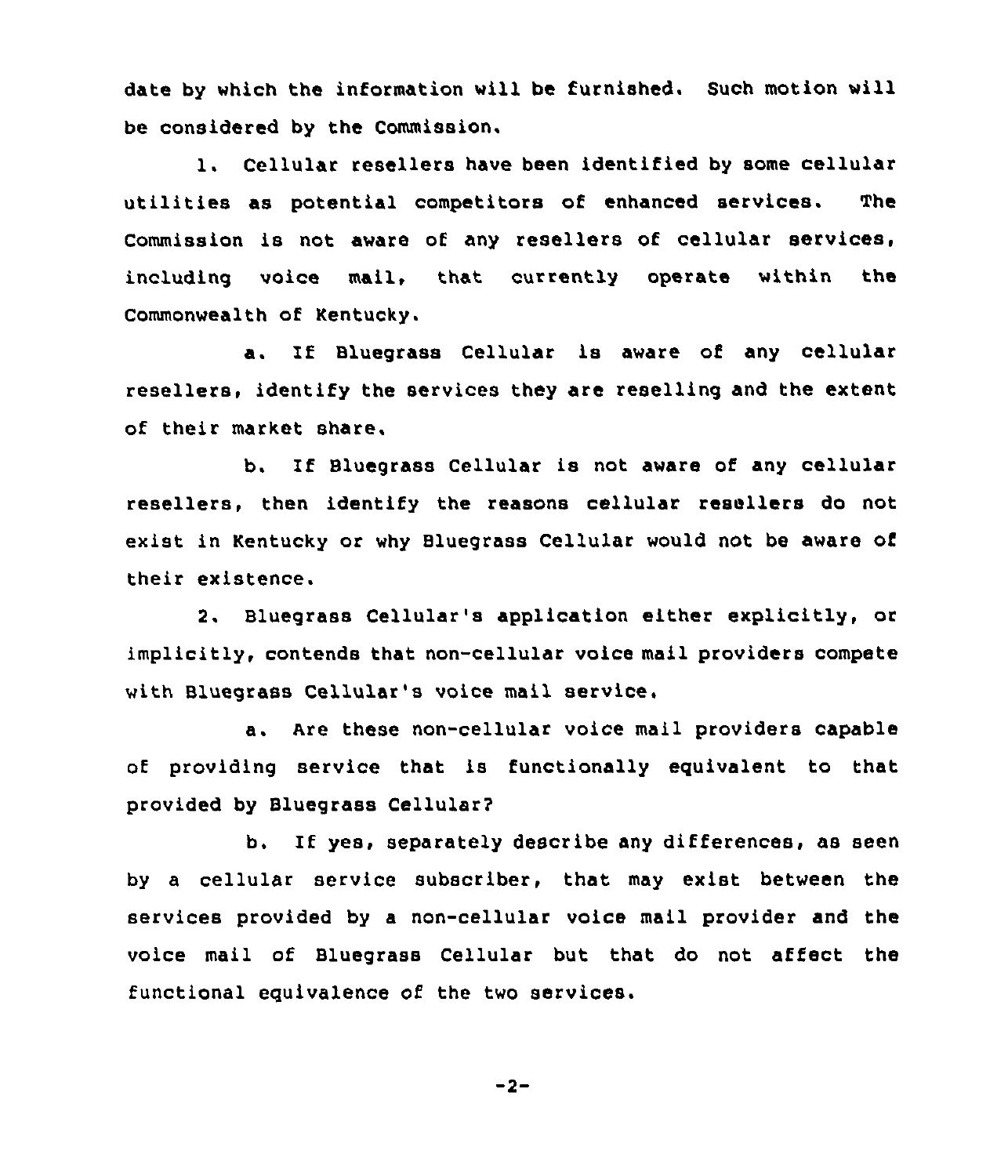date by which the information will be furnished. Such motion will be considered by the Commission.

1. Cellular resellers have been identified by some cellular utilities as potential competitors of enhanced services. The Commission is not aware of any resellers of cellular services, including voice mail, that currently operate within the Commonwealth of Kentucky.

a. If Bluegrass Cellular is aware of any cellular resellers, identify the services they are reselling and the extent of their market share.

b. If Bluegrass Cellular is not aware of any cellular resellers, then identify the reasons cellular resellers do not exist in Kentucky or why Bluegrass Cellular would not be aware of their existence.

2. Bluegrass Cellular's application either explicitly, or implicitly, contends that non-cellular voice mail providers compete with Bluegrass Cellular's voice mail service.

a. Are these non-cellular voice mail providers capable of providing service that is functionally equivalent to that provided by Bluegrass Cellular?

b. If yes, separately describe any differences, as seen by a cellular service subscriber, that may exist between the services provided by a non-cellular voice mail provider and the voice mail of Bluegrass Cellular but that do not affect the functional equivalence of the two services.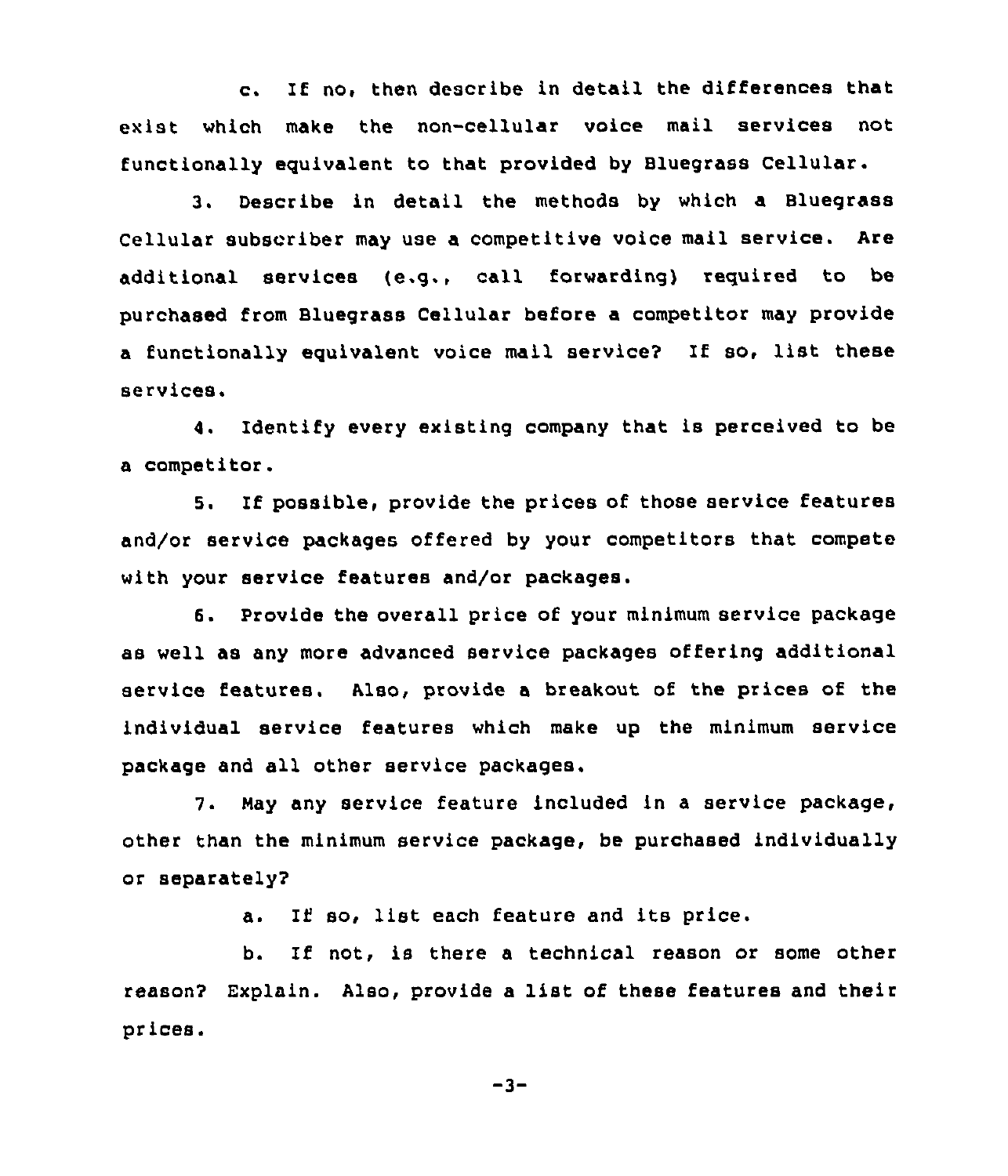c. If no, then describe in detail the differences that exist which make the non-cellular voice mail services not functionally equivalent to that provided by Bluegrass Cellular.

3. Describe in detail the methods by which a Bluegrass Cellular subscriber may use a competitive voice mail service. Are additional services (e.g., call forwarding) required to be purchased from Bluegrass Cellular before a competitor may provide a functionally equivalent voice mail service? If so, list these services.

4. Identify every existing company that is perceived to be a competitor.

5. If possible, provide the prices of those service features and/or service packages offered by your competitors that compete with your service features and/or packages.

6. Provide the overall price of your minimum service package as well as any more advanced service packages offering additional service features. Also, provide a breakout of the prices of the individual service features which make up the minimum service package and all other service packages.

7. May any service feature included in a service package, other than the minimum service package, be purchased individually or separately?

a. If so, list each feature and its price.

b. If not, is there a technical reason or some other reason? Explain. Also, provide a list of these features and their prices.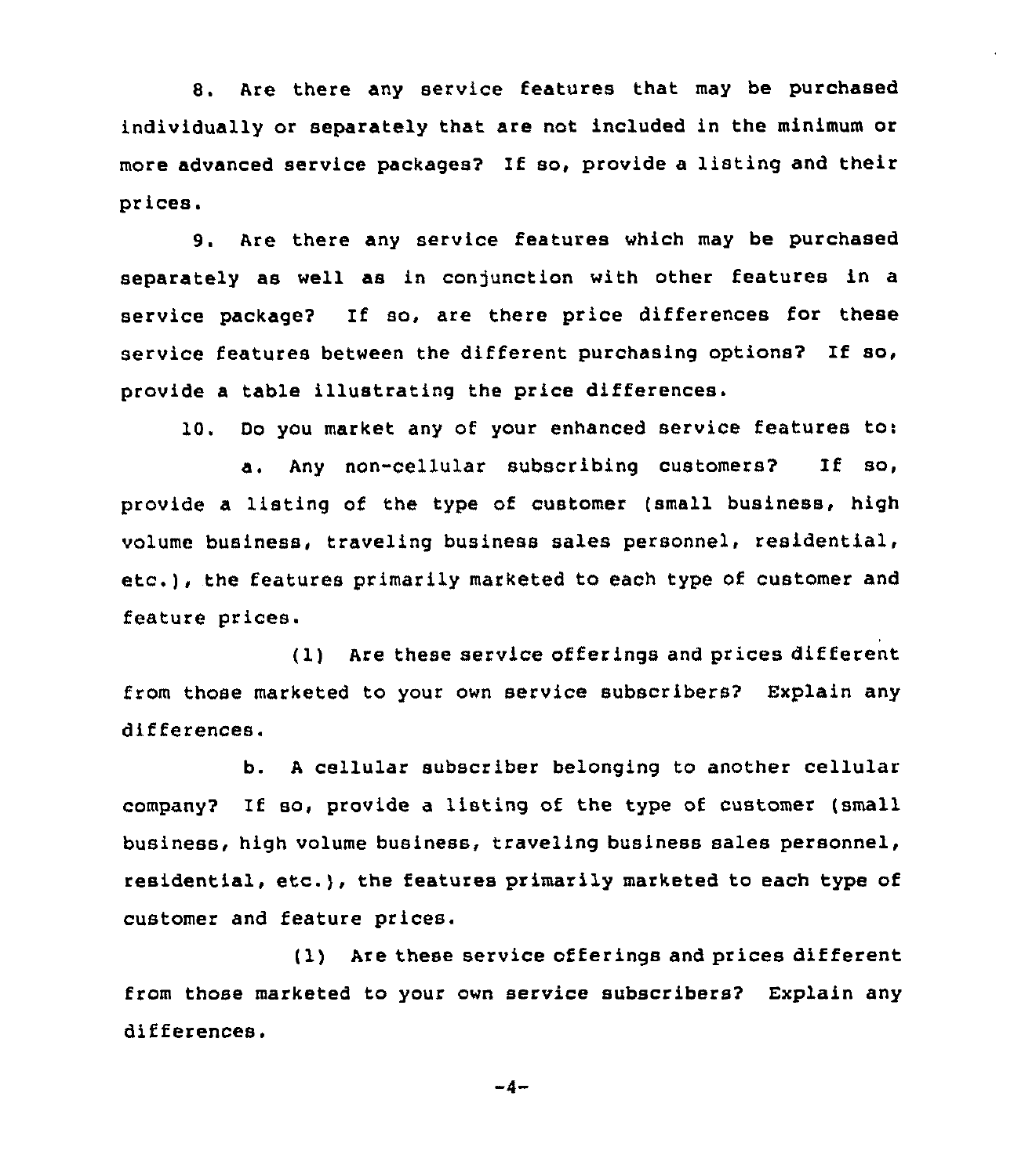8. Are there any service features that may be purchased individually or separately that are not included in the minimum or more advanced service packages? If so, provide a listing and their prices.

9. Are there any service features which may be purchased separately as well as in conjunction with other features in a service package? If so, are there price differences for these service features between the different purchasing options? If so, provide a table illustrating the price differences.

10. Do you market any of your enhanced service features to:

a. Any non-cellular subscribing customers? If so, provide a listing of the type of customer (small business, high volume business, traveling business sales personnel, residential, etc.), the features primarily marketed to each type of customer and feature prices.

(1) Are these service offerings and prices different from those marketed to your own service subscribers? Explain any differences.

b. A cellular subscriber belonging to another cellular company? If so, provide a listing of the type of customer (small business, high volume business, traveling business sales personnel, residential, etc.), the features primarily marketed to each type of customer and feature prices.

(1) Are these service offerings and prices different from those marketed to your own service subscribers? Explain any differences.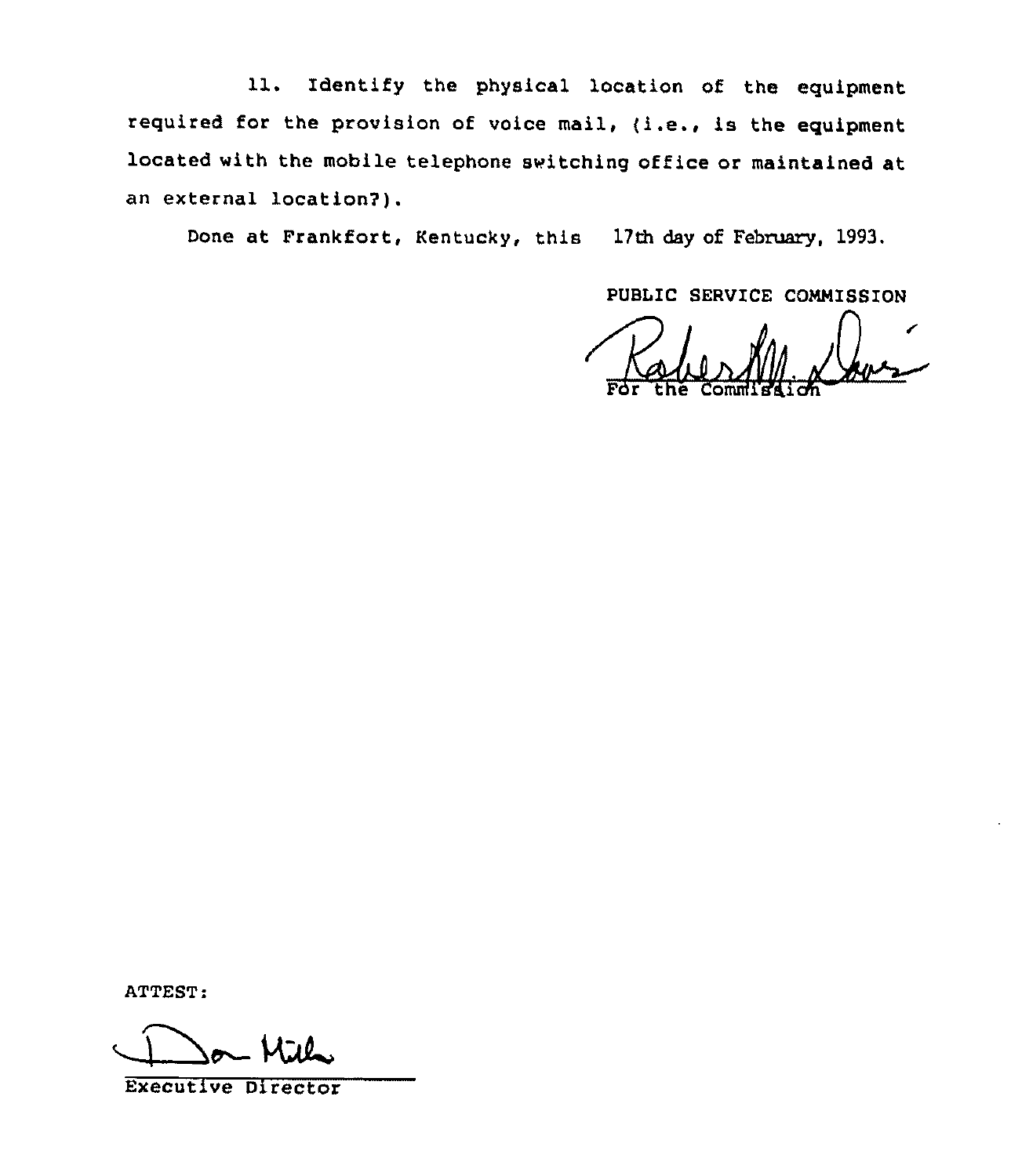11. Identify the physical location of the equipment required for the provision of voice mail, (i.e., is the equipment located with the mobile telephone switching office or maintained at an external location?).

Done at Frankfort, Kentucky, this 17th day of February, 1993.

PUBLIC SERVICE COMMISSION

For the Commission

ATTEST:

Executive Director